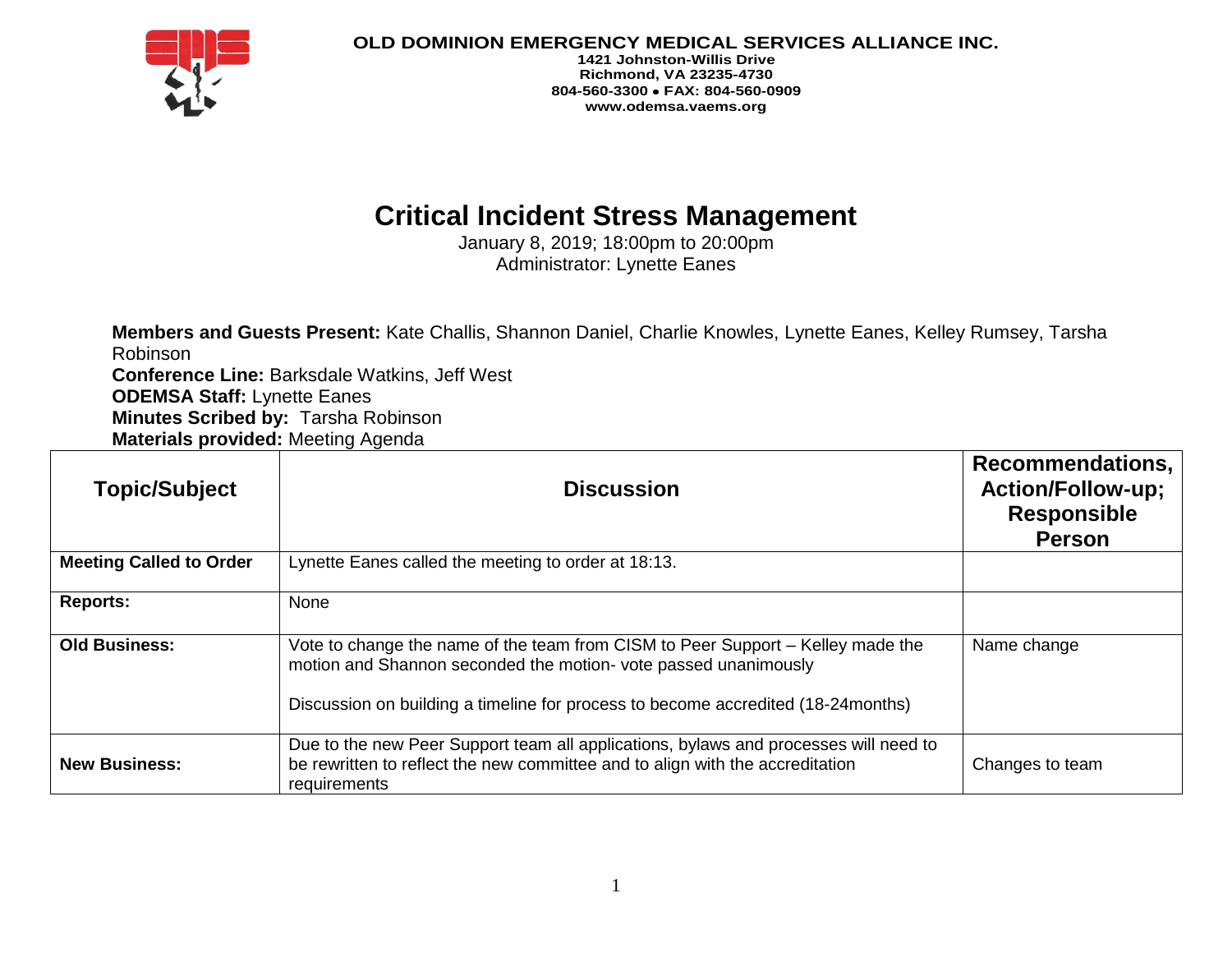**OLD DOMINION EMERGENCY MEDICAL SERVICES ALLIANCE INC.**
**1421 Johnston-Willis Drive**
**Richmond, VA 23235-4730**
**804-560-3300 • FAX: 804-560-0909**
**www.odemsa.vaems.org**

# Critical Incident Stress Management

January 8, 2019; 18:00pm to 20:00pm
Administrator: Lynette Eanes

**Members and Guests Present:** Kate Challis, Shannon Daniel, Charlie Knowles, Lynette Eanes, Kelley Rumsey, Tarsha Robinson
**Conference Line:** Barksdale Watkins, Jeff West
**ODEMSA Staff:** Lynette Eanes
**Minutes Scribed by:** Tarsha Robinson
**Materials provided:** Meeting Agenda

| Topic/Subject | Discussion | Recommendations, Action/Follow-up; Responsible Person |
|---|---|---|
| **Meeting Called to Order** | Lynette Eanes called the meeting to order at 18:13. | |
| **Reports:** | None | |
| **Old Business:** | Vote to change the name of the team from CISM to Peer Support – Kelley made the motion and Shannon seconded the motion- vote passed unanimously<br><br>Discussion on building a timeline for process to become accredited (18-24months) | Name change |
| **New Business:** | Due to the new Peer Support team all applications, bylaws and processes will need to be rewritten to reflect the new committee and to align with the accreditation requirements | Changes to team |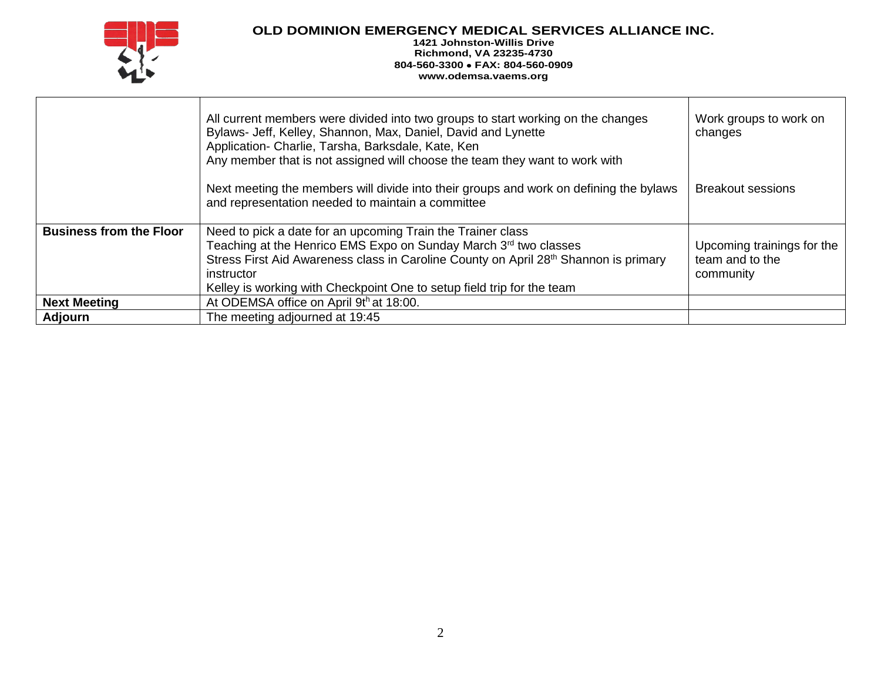**OLD DOMINION EMERGENCY MEDICAL SERVICES ALLIANCE INC.**
**1421 Johnston-Willis Drive**
**Richmond, VA 23235-4730**
**804-560-3300 • FAX: 804-560-0909**
**www.odemsa.vaems.org**

| | | |
|---|---|---|
| | All current members were divided into two groups to start working on the changes<br>Bylaws- Jeff, Kelley, Shannon, Max, Daniel, David and Lynette<br>Application- Charlie, Tarsha, Barksdale, Kate, Ken<br>Any member that is not assigned will choose the team they want to work with<br><br>Next meeting the members will divide into their groups and work on defining the bylaws and representation needed to maintain a committee | Work groups to work on changes<br><br>Breakout sessions |
| **Business from the Floor** | Need to pick a date for an upcoming Train the Trainer class<br>Teaching at the Henrico EMS Expo on Sunday March 3rd two classes<br>Stress First Aid Awareness class in Caroline County on April 28th Shannon is primary instructor<br>Kelley is working with Checkpoint One to setup field trip for the team | Upcoming trainings for the team and to the community |
| **Next Meeting** | At ODEMSA office on April 9th at 18:00. | |
| **Adjourn** | The meeting adjourned at 19:45 | |